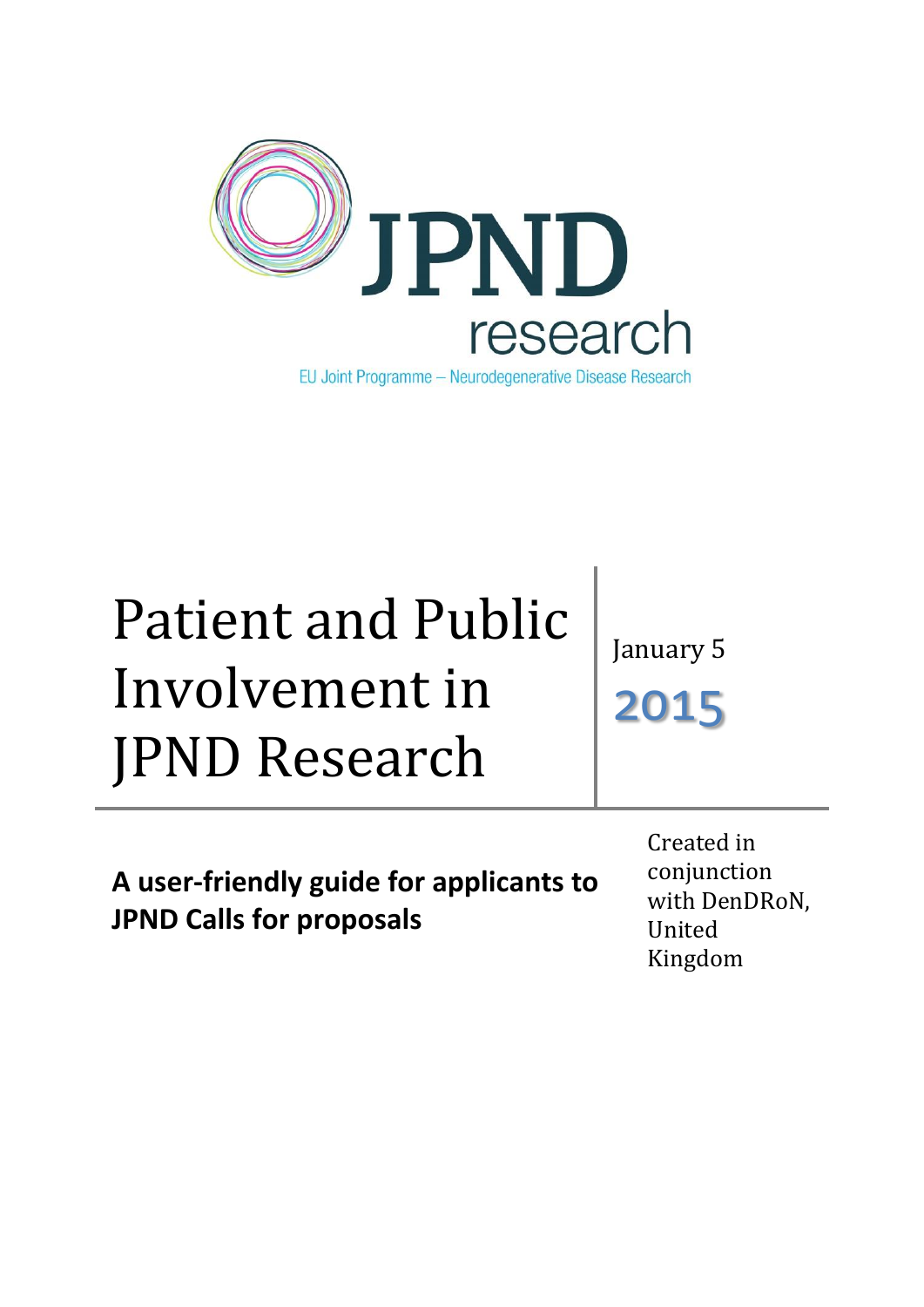JPND research

EU Joint Programme – Neurodegenerative Disease Research

# Patient and Public Involvement in JPND Research

January 5

2015

**A user-friendly guide for applicants to JPND Calls for proposals**

Created in conjunction with DenDRoN, United Kingdom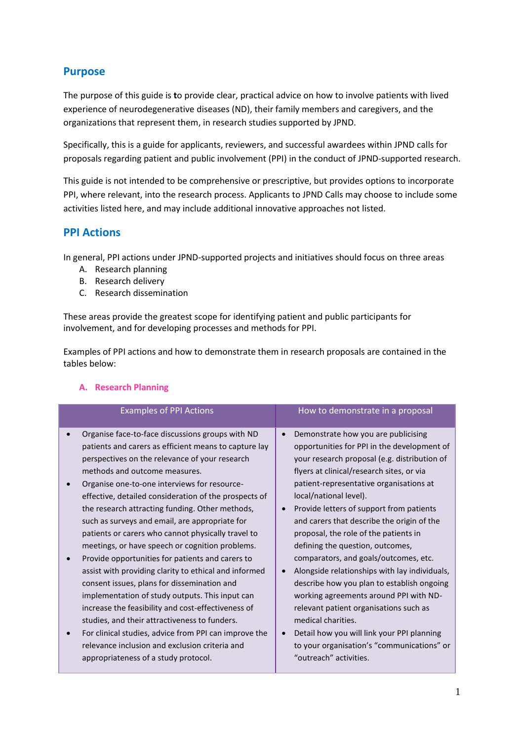## Purpose

The purpose of this guide is to provide clear, practical advice on how to involve patients with lived experience of neurodegenerative diseases (ND), their family members and caregivers, and the organizations that represent them, in research studies supported by JPND.

Specifically, this is a guide for applicants, reviewers, and successful awardees within JPND calls for proposals regarding patient and public involvement (PPI) in the conduct of JPND-supported research.

This guide is not intended to be comprehensive or prescriptive, but provides options to incorporate PPI, where relevant, into the research process. Applicants to JPND Calls may choose to include some activities listed here, and may include additional innovative approaches not listed.

## PPI Actions

In general, PPI actions under JPND-supported projects and initiatives should focus on three areas

A. Research planning
B. Research delivery
C. Research dissemination

These areas provide the greatest scope for identifying patient and public participants for involvement, and for developing processes and methods for PPI.

Examples of PPI actions and how to demonstrate them in research proposals are contained in the tables below:

### A. Research Planning

| Examples of PPI Actions | How to demonstrate in a proposal |
|---|---|
| • Organise face-to-face discussions groups with ND patients and carers as efficient means to capture lay perspectives on the relevance of your research methods and outcome measures.<br>• Organise one-to-one interviews for resource-effective, detailed consideration of the prospects of the research attracting funding. Other methods, such as surveys and email, are appropriate for patients or carers who cannot physically travel to meetings, or have speech or cognition problems.<br>• Provide opportunities for patients and carers to assist with providing clarity to ethical and informed consent issues, plans for dissemination and implementation of study outputs. This input can increase the feasibility and cost-effectiveness of studies, and their attractiveness to funders.<br>• For clinical studies, advice from PPI can improve the relevance inclusion and exclusion criteria and appropriateness of a study protocol. | • Demonstrate how you are publicising opportunities for PPI in the development of your research proposal (e.g. distribution of flyers at clinical/research sites, or via patient-representative organisations at local/national level).<br>• Provide letters of support from patients and carers that describe the origin of the proposal, the role of the patients in defining the question, outcomes, comparators, and goals/outcomes, etc.<br>• Alongside relationships with lay individuals, describe how you plan to establish ongoing working agreements around PPI with ND-relevant patient organisations such as medical charities.<br>• Detail how you will link your PPI planning to your organisation's "communications" or "outreach" activities. |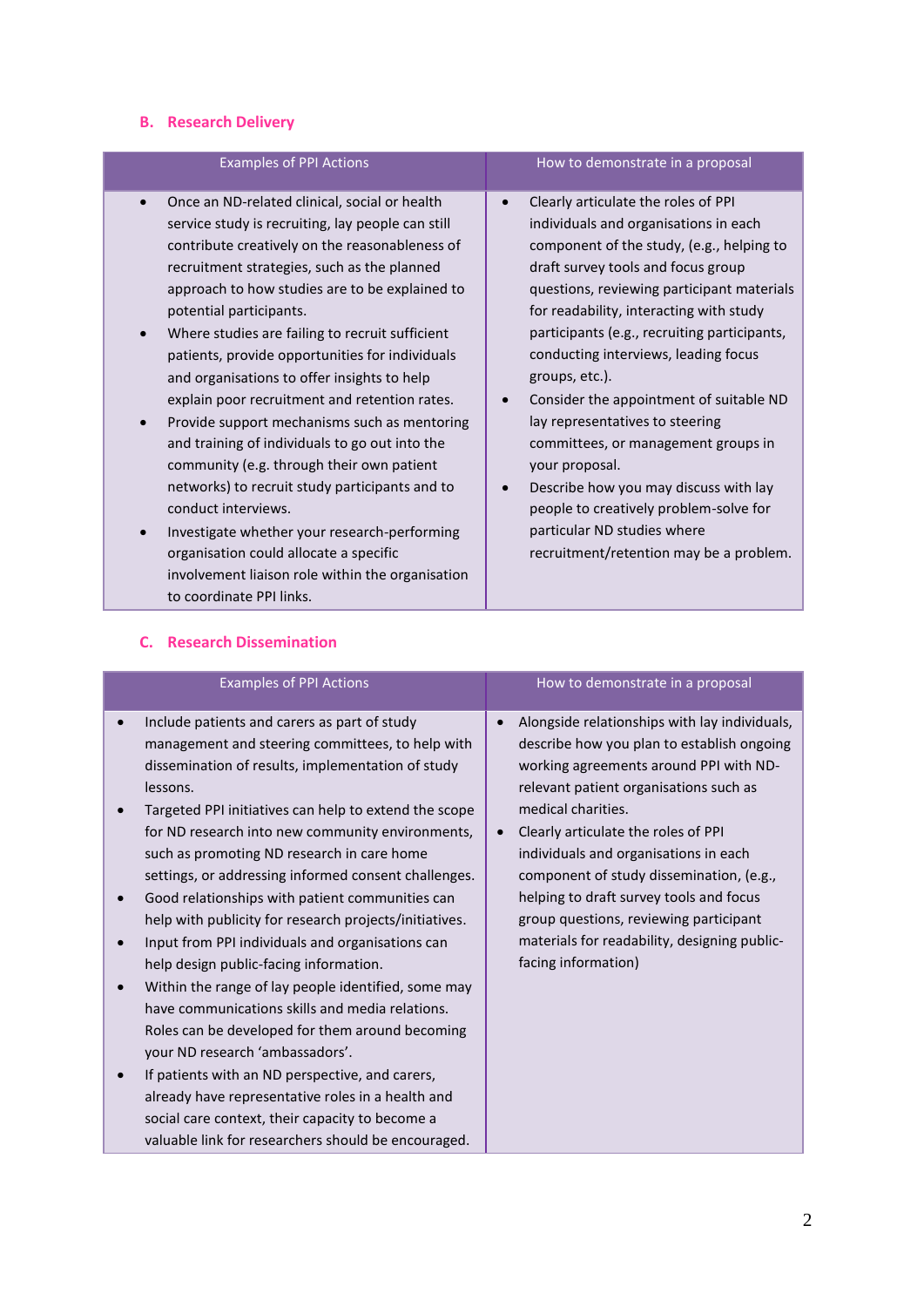### B. Research Delivery

| Examples of PPI Actions | How to demonstrate in a proposal |
|---|---|
| • Once an ND-related clinical, social or health service study is recruiting, lay people can still contribute creatively on the reasonableness of recruitment strategies, such as the planned approach to how studies are to be explained to potential participants.<br>• Where studies are failing to recruit sufficient patients, provide opportunities for individuals and organisations to offer insights to help explain poor recruitment and retention rates.<br>• Provide support mechanisms such as mentoring and training of individuals to go out into the community (e.g. through their own patient networks) to recruit study participants and to conduct interviews.<br>• Investigate whether your research-performing organisation could allocate a specific involvement liaison role within the organisation to coordinate PPI links. | • Clearly articulate the roles of PPI individuals and organisations in each component of the study, (e.g., helping to draft survey tools and focus group questions, reviewing participant materials for readability, interacting with study participants (e.g., recruiting participants, conducting interviews, leading focus groups, etc.).<br>• Consider the appointment of suitable ND lay representatives to steering committees, or management groups in your proposal.<br>• Describe how you may discuss with lay people to creatively problem-solve for particular ND studies where recruitment/retention may be a problem. |

### C. Research Dissemination

| Examples of PPI Actions | How to demonstrate in a proposal |
|---|---|
| • Include patients and carers as part of study management and steering committees, to help with dissemination of results, implementation of study lessons.<br>• Targeted PPI initiatives can help to extend the scope for ND research into new community environments, such as promoting ND research in care home settings, or addressing informed consent challenges.<br>• Good relationships with patient communities can help with publicity for research projects/initiatives.<br>• Input from PPI individuals and organisations can help design public-facing information.<br>• Within the range of lay people identified, some may have communications skills and media relations. Roles can be developed for them around becoming your ND research 'ambassadors'.<br>• If patients with an ND perspective, and carers, already have representative roles in a health and social care context, their capacity to become a valuable link for researchers should be encouraged. | • Alongside relationships with lay individuals, describe how you plan to establish ongoing working agreements around PPI with ND-relevant patient organisations such as medical charities.<br>• Clearly articulate the roles of PPI individuals and organisations in each component of study dissemination, (e.g., helping to draft survey tools and focus group questions, reviewing participant materials for readability, designing public-facing information) |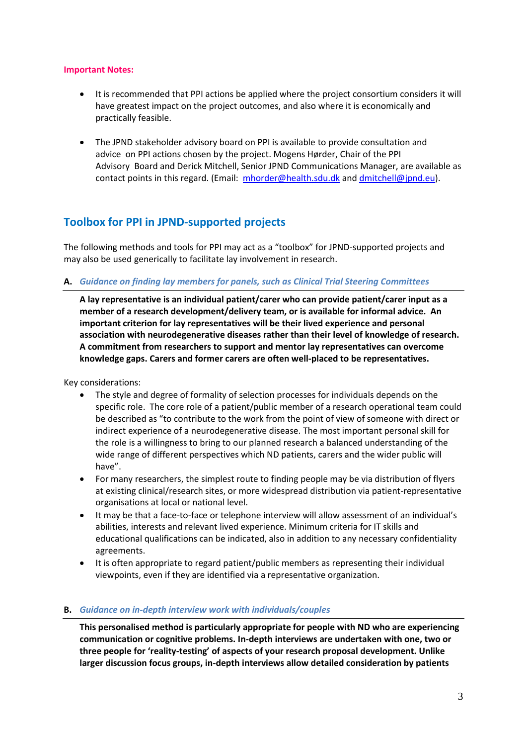**Important Notes:**

- It is recommended that PPI actions be applied where the project consortium considers it will have greatest impact on the project outcomes, and also where it is economically and practically feasible.

- The JPND stakeholder advisory board on PPI is available to provide consultation and advice on PPI actions chosen by the project. Mogens Hørder, Chair of the PPI Advisory Board and Derick Mitchell, Senior JPND Communications Manager, are available as contact points in this regard. (Email: mhorder@health.sdu.dk and dmitchell@jpnd.eu).

## Toolbox for PPI in JPND-supported projects

The following methods and tools for PPI may act as a "toolbox" for JPND-supported projects and may also be used generically to facilitate lay involvement in research.

### A. *Guidance on finding lay members for panels, such as Clinical Trial Steering Committees*

**A lay representative is an individual patient/carer who can provide patient/carer input as a member of a research development/delivery team, or is available for informal advice. An important criterion for lay representatives will be their lived experience and personal association with neurodegenerative diseases rather than their level of knowledge of research. A commitment from researchers to support and mentor lay representatives can overcome knowledge gaps. Carers and former carers are often well-placed to be representatives.**

Key considerations:

- The style and degree of formality of selection processes for individuals depends on the specific role. The core role of a patient/public member of a research operational team could be described as "to contribute to the work from the point of view of someone with direct or indirect experience of a neurodegenerative disease. The most important personal skill for the role is a willingness to bring to our planned research a balanced understanding of the wide range of different perspectives which ND patients, carers and the wider public will have".
- For many researchers, the simplest route to finding people may be via distribution of flyers at existing clinical/research sites, or more widespread distribution via patient-representative organisations at local or national level.
- It may be that a face-to-face or telephone interview will allow assessment of an individual's abilities, interests and relevant lived experience. Minimum criteria for IT skills and educational qualifications can be indicated, also in addition to any necessary confidentiality agreements.
- It is often appropriate to regard patient/public members as representing their individual viewpoints, even if they are identified via a representative organization.

### B. *Guidance on in-depth interview work with individuals/couples*

**This personalised method is particularly appropriate for people with ND who are experiencing communication or cognitive problems. In-depth interviews are undertaken with one, two or three people for 'reality-testing' of aspects of your research proposal development. Unlike larger discussion focus groups, in-depth interviews allow detailed consideration by patients**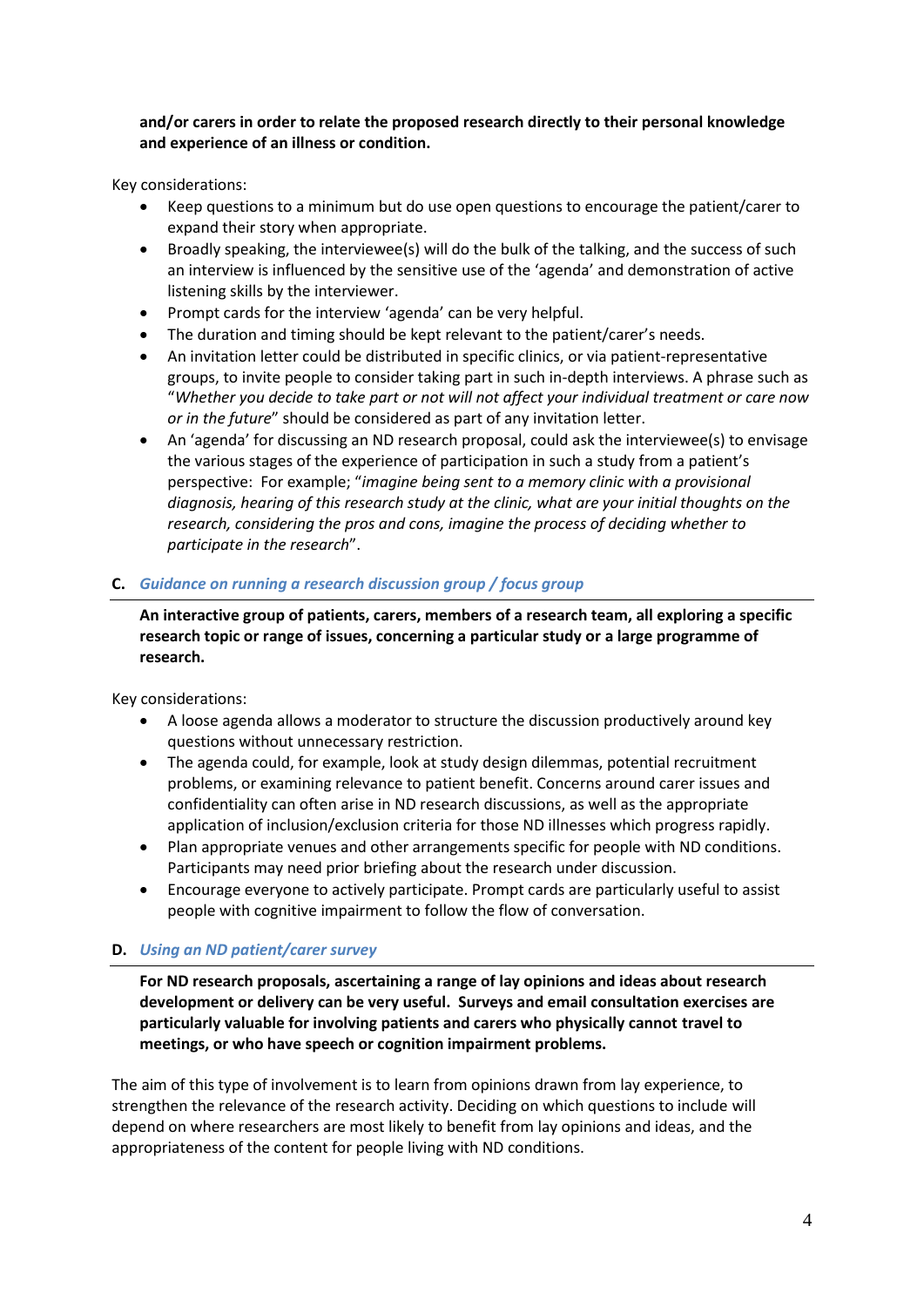**and/or carers in order to relate the proposed research directly to their personal knowledge and experience of an illness or condition.**

Key considerations:

- Keep questions to a minimum but do use open questions to encourage the patient/carer to expand their story when appropriate.
- Broadly speaking, the interviewee(s) will do the bulk of the talking, and the success of such an interview is influenced by the sensitive use of the 'agenda' and demonstration of active listening skills by the interviewer.
- Prompt cards for the interview 'agenda' can be very helpful.
- The duration and timing should be kept relevant to the patient/carer's needs.
- An invitation letter could be distributed in specific clinics, or via patient-representative groups, to invite people to consider taking part in such in-depth interviews. A phrase such as "*Whether you decide to take part or not will not affect your individual treatment or care now or in the future*" should be considered as part of any invitation letter.
- An 'agenda' for discussing an ND research proposal, could ask the interviewee(s) to envisage the various stages of the experience of participation in such a study from a patient's perspective: For example; "*imagine being sent to a memory clinic with a provisional diagnosis, hearing of this research study at the clinic, what are your initial thoughts on the research, considering the pros and cons, imagine the process of deciding whether to participate in the research*".

## C. *Guidance on running a research discussion group / focus group*

**An interactive group of patients, carers, members of a research team, all exploring a specific research topic or range of issues, concerning a particular study or a large programme of research.**

Key considerations:

- A loose agenda allows a moderator to structure the discussion productively around key questions without unnecessary restriction.
- The agenda could, for example, look at study design dilemmas, potential recruitment problems, or examining relevance to patient benefit. Concerns around carer issues and confidentiality can often arise in ND research discussions, as well as the appropriate application of inclusion/exclusion criteria for those ND illnesses which progress rapidly.
- Plan appropriate venues and other arrangements specific for people with ND conditions. Participants may need prior briefing about the research under discussion.
- Encourage everyone to actively participate. Prompt cards are particularly useful to assist people with cognitive impairment to follow the flow of conversation.

## D. *Using an ND patient/carer survey*

**For ND research proposals, ascertaining a range of lay opinions and ideas about research development or delivery can be very useful. Surveys and email consultation exercises are particularly valuable for involving patients and carers who physically cannot travel to meetings, or who have speech or cognition impairment problems.**

The aim of this type of involvement is to learn from opinions drawn from lay experience, to strengthen the relevance of the research activity. Deciding on which questions to include will depend on where researchers are most likely to benefit from lay opinions and ideas, and the appropriateness of the content for people living with ND conditions.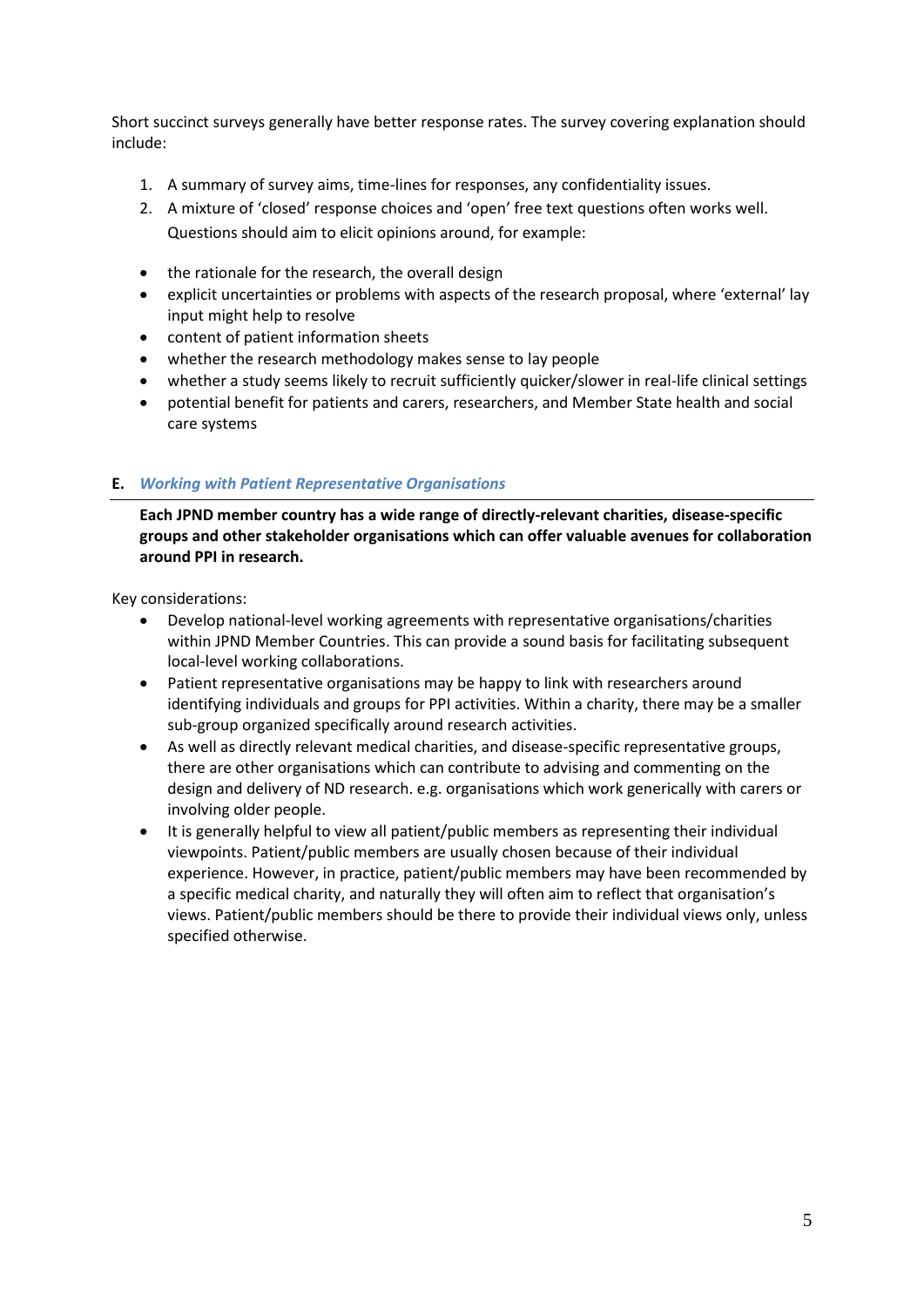Short succinct surveys generally have better response rates. The survey covering explanation should include:

1. A summary of survey aims, time-lines for responses, any confidentiality issues.
2. A mixture of 'closed' response choices and 'open' free text questions often works well. Questions should aim to elicit opinions around, for example:

- the rationale for the research, the overall design
- explicit uncertainties or problems with aspects of the research proposal, where 'external' lay input might help to resolve
- content of patient information sheets
- whether the research methodology makes sense to lay people
- whether a study seems likely to recruit sufficiently quicker/slower in real-life clinical settings
- potential benefit for patients and carers, researchers, and Member State health and social care systems

## E. *Working with Patient Representative Organisations*

**Each JPND member country has a wide range of directly-relevant charities, disease-specific groups and other stakeholder organisations which can offer valuable avenues for collaboration around PPI in research.**

Key considerations:

- Develop national-level working agreements with representative organisations/charities within JPND Member Countries. This can provide a sound basis for facilitating subsequent local-level working collaborations.
- Patient representative organisations may be happy to link with researchers around identifying individuals and groups for PPI activities. Within a charity, there may be a smaller sub-group organized specifically around research activities.
- As well as directly relevant medical charities, and disease-specific representative groups, there are other organisations which can contribute to advising and commenting on the design and delivery of ND research. e.g. organisations which work generically with carers or involving older people.
- It is generally helpful to view all patient/public members as representing their individual viewpoints. Patient/public members are usually chosen because of their individual experience. However, in practice, patient/public members may have been recommended by a specific medical charity, and naturally they will often aim to reflect that organisation's views. Patient/public members should be there to provide their individual views only, unless specified otherwise.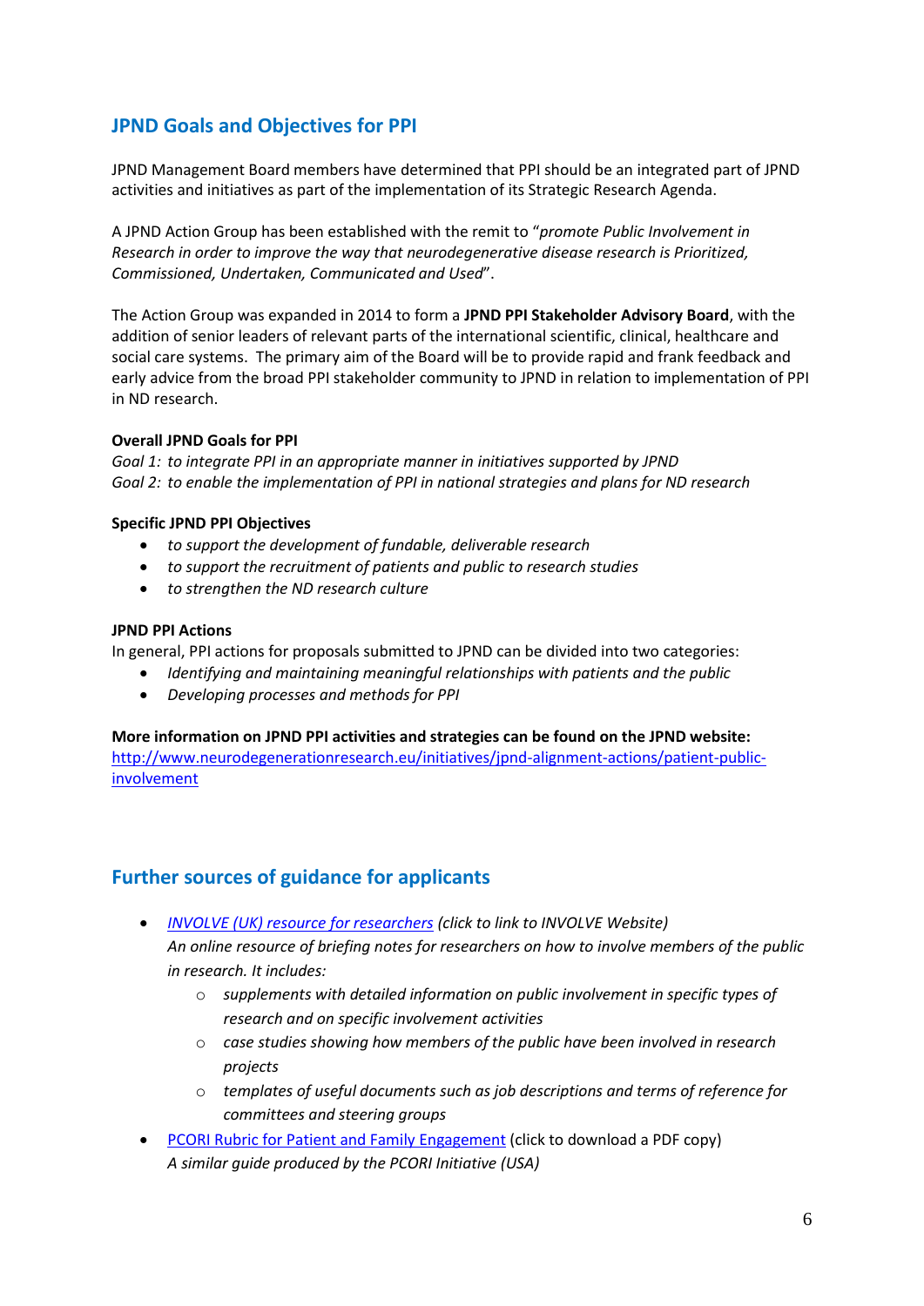## JPND Goals and Objectives for PPI

JPND Management Board members have determined that PPI should be an integrated part of JPND activities and initiatives as part of the implementation of its Strategic Research Agenda.

A JPND Action Group has been established with the remit to "*promote Public Involvement in Research in order to improve the way that neurodegenerative disease research is Prioritized, Commissioned, Undertaken, Communicated and Used*".

The Action Group was expanded in 2014 to form a **JPND PPI Stakeholder Advisory Board**, with the addition of senior leaders of relevant parts of the international scientific, clinical, healthcare and social care systems. The primary aim of the Board will be to provide rapid and frank feedback and early advice from the broad PPI stakeholder community to JPND in relation to implementation of PPI in ND research.

**Overall JPND Goals for PPI**

*Goal 1: to integrate PPI in an appropriate manner in initiatives supported by JPND*
*Goal 2: to enable the implementation of PPI in national strategies and plans for ND research*

**Specific JPND PPI Objectives**

- *to support the development of fundable, deliverable research*
- *to support the recruitment of patients and public to research studies*
- *to strengthen the ND research culture*

**JPND PPI Actions**

In general, PPI actions for proposals submitted to JPND can be divided into two categories:

- *Identifying and maintaining meaningful relationships with patients and the public*
- *Developing processes and methods for PPI*

**More information on JPND PPI activities and strategies can be found on the JPND website:**
http://www.neurodegenerationresearch.eu/initiatives/jpnd-alignment-actions/patient-public-involvement

## Further sources of guidance for applicants

- *INVOLVE (UK) resource for researchers (click to link to INVOLVE Website)*
  *An online resource of briefing notes for researchers on how to involve members of the public in research. It includes:*
  - *supplements with detailed information on public involvement in specific types of research and on specific involvement activities*
  - *case studies showing how members of the public have been involved in research projects*
  - *templates of useful documents such as job descriptions and terms of reference for committees and steering groups*
- PCORI Rubric for Patient and Family Engagement (click to download a PDF copy)
  *A similar guide produced by the PCORI Initiative (USA)*